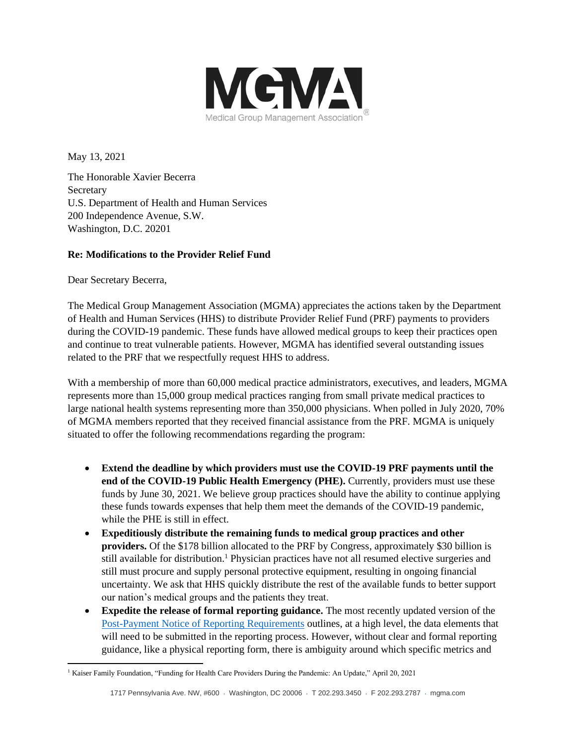May 13, 2021

The Honorable Xavier Becerra
Secretary
U.S. Department of Health and Human Services
200 Independence Avenue, S.W.
Washington, D.C. 20201

**Re: Modifications to the Provider Relief Fund**

Dear Secretary Becerra,

The Medical Group Management Association (MGMA) appreciates the actions taken by the Department of Health and Human Services (HHS) to distribute Provider Relief Fund (PRF) payments to providers during the COVID-19 pandemic. These funds have allowed medical groups to keep their practices open and continue to treat vulnerable patients. However, MGMA has identified several outstanding issues related to the PRF that we respectfully request HHS to address.

With a membership of more than 60,000 medical practice administrators, executives, and leaders, MGMA represents more than 15,000 group medical practices ranging from small private medical practices to large national health systems representing more than 350,000 physicians. When polled in July 2020, 70% of MGMA members reported that they received financial assistance from the PRF. MGMA is uniquely situated to offer the following recommendations regarding the program:

- **Extend the deadline by which providers must use the COVID-19 PRF payments until the end of the COVID-19 Public Health Emergency (PHE).** Currently, providers must use these funds by June 30, 2021. We believe group practices should have the ability to continue applying these funds towards expenses that help them meet the demands of the COVID-19 pandemic, while the PHE is still in effect.
- **Expeditiously distribute the remaining funds to medical group practices and other providers.** Of the $178 billion allocated to the PRF by Congress, approximately $30 billion is still available for distribution.[1] Physician practices have not all resumed elective surgeries and still must procure and supply personal protective equipment, resulting in ongoing financial uncertainty. We ask that HHS quickly distribute the rest of the available funds to better support our nation's medical groups and the patients they treat.
- **Expedite the release of formal reporting guidance.** The most recently updated version of the Post-Payment Notice of Reporting Requirements outlines, at a high level, the data elements that will need to be submitted in the reporting process. However, without clear and formal reporting guidance, like a physical reporting form, there is ambiguity around which specific metrics and

[1] Kaiser Family Foundation, "Funding for Health Care Providers During the Pandemic: An Update," April 20, 2021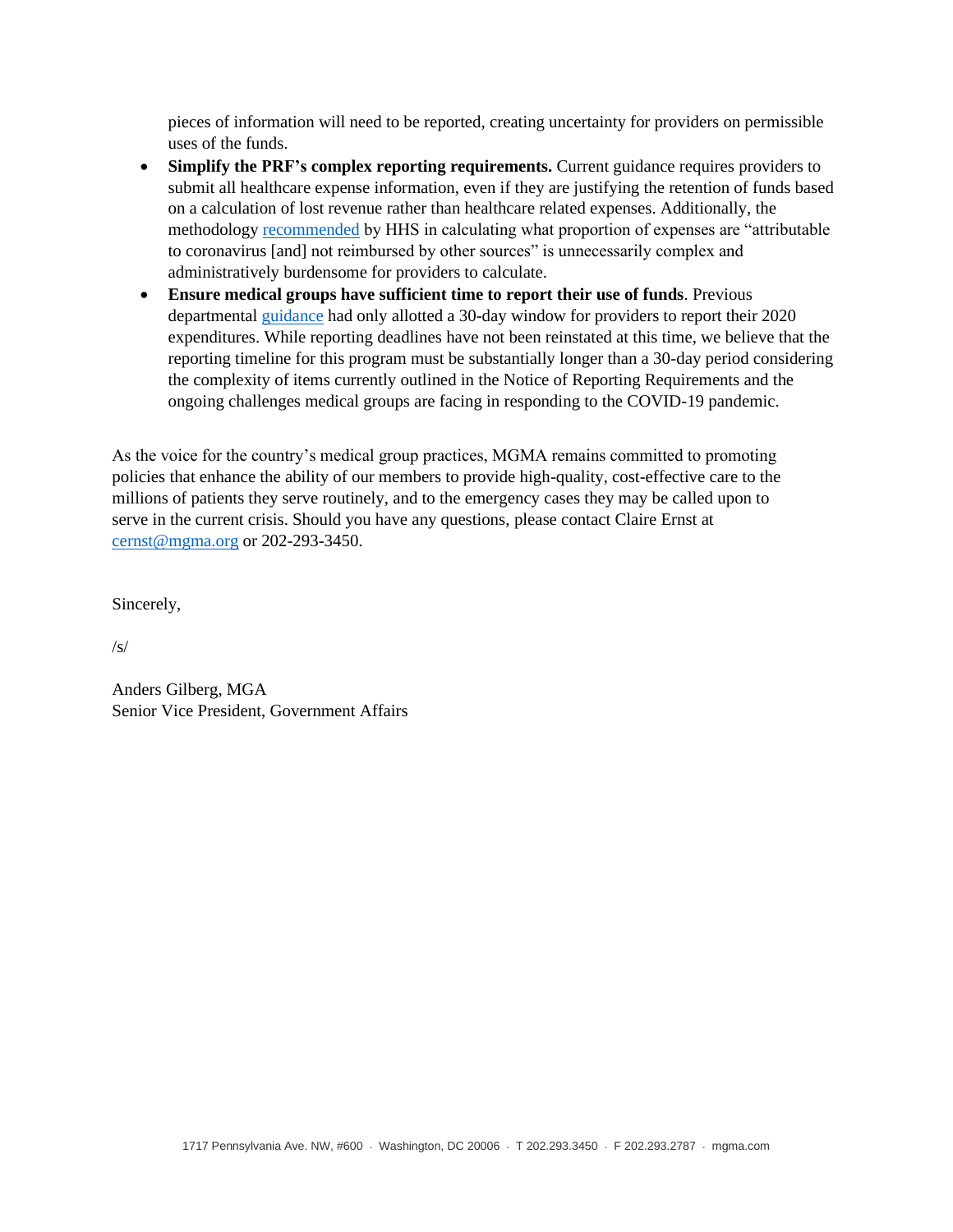pieces of information will need to be reported, creating uncertainty for providers on permissible uses of the funds.

- **Simplify the PRF's complex reporting requirements.** Current guidance requires providers to submit all healthcare expense information, even if they are justifying the retention of funds based on a calculation of lost revenue rather than healthcare related expenses. Additionally, the methodology recommended by HHS in calculating what proportion of expenses are "attributable to coronavirus [and] not reimbursed by other sources" is unnecessarily complex and administratively burdensome for providers to calculate.
- **Ensure medical groups have sufficient time to report their use of funds**. Previous departmental guidance had only allotted a 30-day window for providers to report their 2020 expenditures. While reporting deadlines have not been reinstated at this time, we believe that the reporting timeline for this program must be substantially longer than a 30-day period considering the complexity of items currently outlined in the Notice of Reporting Requirements and the ongoing challenges medical groups are facing in responding to the COVID-19 pandemic.

As the voice for the country's medical group practices, MGMA remains committed to promoting policies that enhance the ability of our members to provide high-quality, cost-effective care to the millions of patients they serve routinely, and to the emergency cases they may be called upon to serve in the current crisis. Should you have any questions, please contact Claire Ernst at cernst@mgma.org or 202-293-3450.

Sincerely,

/s/

Anders Gilberg, MGA
Senior Vice President, Government Affairs